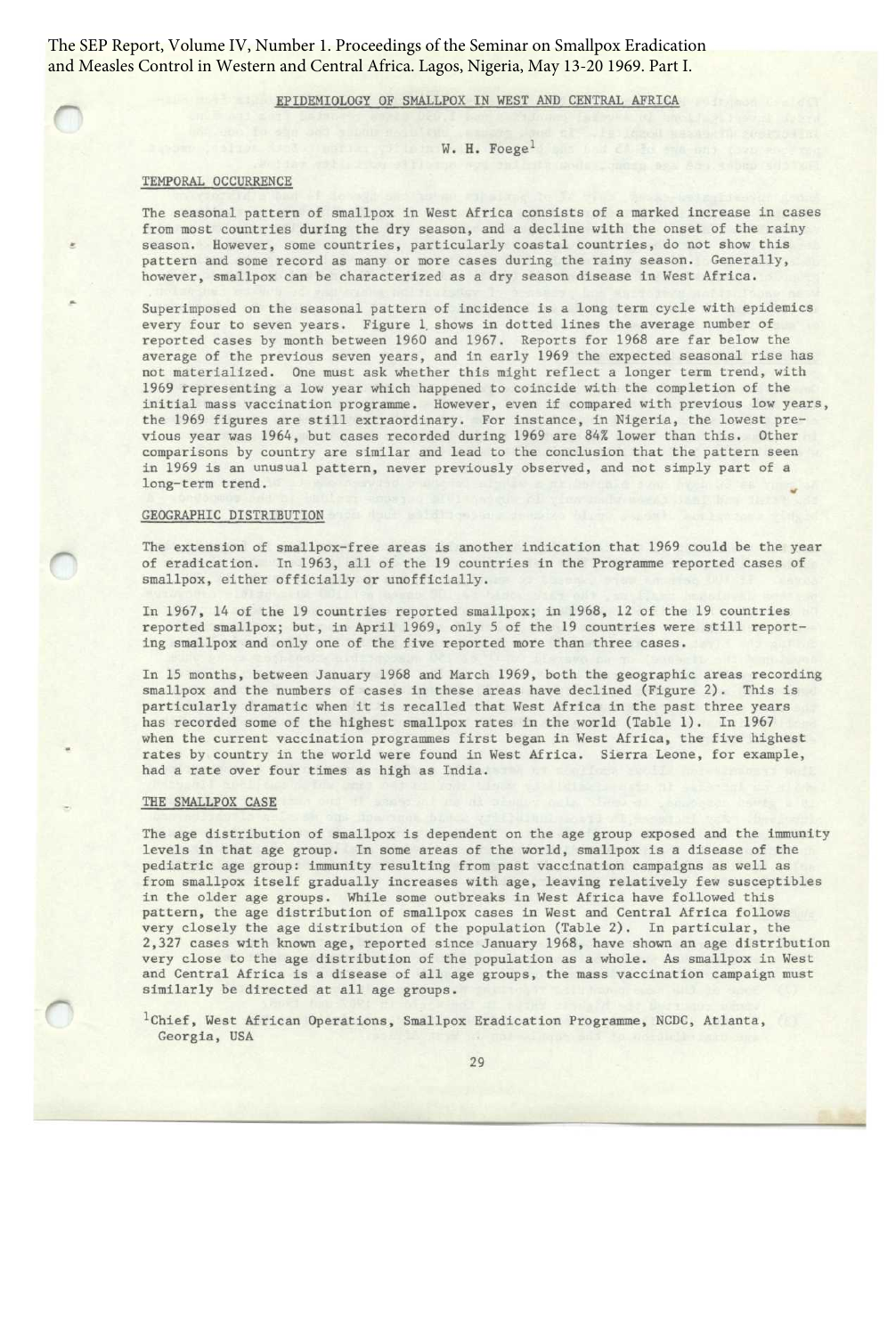# EPIDEMIOLOGY OF SMALLPOX IN WEST AND CENTRAL AFRICA

W. H. Foege[1]

## TEMPORAL OCCURRENCE

The seasonal pattern of smallpox in West Africa consists of a marked increase in cases from most countries during the dry season, and a decline with the onset of the rainy season. However, some countries, particularly coastal countries, do not show this pattern and some record as many or more cases during the rainy season. Generally, however, smallpox can be characterized as a dry season disease in West Africa.

Superimposed on the seasonal pattern of incidence is a long term cycle with epidemics every four to seven years. Figure 1 shows in dotted lines the average number of reported cases by month between 1960 and 1967. Reports for 1968 are far below the average of the previous seven years, and in early 1969 the expected seasonal rise has not materialized. One must ask whether this might reflect a longer term trend, with 1969 representing a low year which happened to coincide with the completion of the initial mass vaccination programme. However, even if compared with previous low years, the 1969 figures are still extraordinary. For instance, in Nigeria, the lowest previous year was 1964, but cases recorded during 1969 are 84% lower than this. Other comparisons by country are similar and lead to the conclusion that the pattern seen in 1969 is an unusual pattern, never previously observed, and not simply part of a long-term trend.

## GEOGRAPHIC DISTRIBUTION

The extension of smallpox-free areas is another indication that 1969 could be the year of eradication. In 1963, all of the 19 countries in the Programme reported cases of smallpox, either officially or unofficially.

In 1967, 14 of the 19 countries reported smallpox; in 1968, 12 of the 19 countries reported smallpox; but, in April 1969, only 5 of the 19 countries were still reporting smallpox and only one of the five reported more than three cases.

In 15 months, between January 1968 and March 1969, both the geographic areas recording smallpox and the numbers of cases in these areas have declined (Figure 2). This is particularly dramatic when it is recalled that West Africa in the past three years has recorded some of the highest smallpox rates in the world (Table 1). In 1967 when the current vaccination programmes first began in West Africa, the five highest rates by country in the world were found in West Africa. Sierra Leone, for example, had a rate over four times as high as India.

## THE SMALLPOX CASE

The age distribution of smallpox is dependent on the age group exposed and the immunity levels in that age group. In some areas of the world, smallpox is a disease of the pediatric age group: immunity resulting from past vaccination campaigns as well as from smallpox itself gradually increases with age, leaving relatively few susceptibles in the older age groups. While some outbreaks in West Africa have followed this pattern, the age distribution of smallpox cases in West and Central Africa follows very closely the age distribution of the population (Table 2). In particular, the 2,327 cases with known age, reported since January 1968, have shown an age distribution very close to the age distribution of the population as a whole. As smallpox in West and Central Africa is a disease of all age groups, the mass vaccination campaign must similarly be directed at all age groups.

[1] Chief, West African Operations, Smallpox Eradication Programme, NCDC, Atlanta, Georgia, USA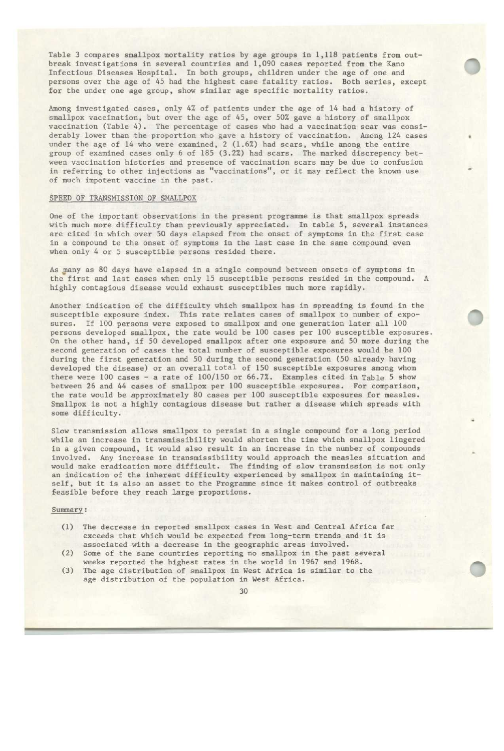Table 3 compares smallpox mortality ratios by age groups in 1,118 patients from outbreak investigations in several countries and 1,090 cases reported from the Kano Infectious Diseases Hospital. In both groups, children under the age of one and persons over the age of 45 had the highest case fatality ratios. Both series, except for the under one age group, show similar age specific mortality ratios.

Among investigated cases, only 4% of patients under the age of 14 had a history of smallpox vaccination, but over the age of 45, over 50% gave a history of smallpox vaccination (Table 4). The percentage of cases who had a vaccination scar was considerably lower than the proportion who gave a history of vaccination. Among 124 cases under the age of 14 who were examined, 2 (1.6%) had scars, while among the entire group of examined cases only 6 of 185 (3.2%) had scars. The marked discrepency between vaccination histories and presence of vaccination scars may be due to confusion in referring to other injections as "vaccinations", or it may reflect the known use of much impotent vaccine in the past.

SPEED OF TRANSMISSION OF SMALLPOX

One of the important observations in the present programme is that smallpox spreads with much more difficulty than previously appreciated. In table 5, several instances are cited in which over 50 days elapsed from the onset of symptoms in the first case in a compound to the onset of symptoms in the last case in the same compound even when only 4 or 5 susceptible persons resided there.

As many as 80 days have elapsed in a single compound between onsets of symptoms in the first and last cases when only 15 susceptible persons resided in the compound. A highly contagious disease would exhaust susceptibles much more rapidly.

Another indication of the difficulty which smallpox has in spreading is found in the susceptible exposure index. This rate relates cases of smallpox to number of exposures. If 100 persons were exposed to smallpox and one generation later all 100 persons developed smallpox, the rate would be 100 cases per 100 susceptible exposures. On the other hand, if 50 developed smallpox after one exposure and 50 more during the second generation of cases the total number of susceptible exposures would be 100 during the first generation and 50 during the second generation (50 already having developed the disease) or an overall total of 150 susceptible exposures among whom there were 100 cases - a rate of 100/150 or 66.7%. Examples cited in Table 5 show between 26 and 44 cases of smallpox per 100 susceptible exposures. For comparison, the rate would be approximately 80 cases per 100 susceptible exposures for measles. Smallpox is not a highly contagious disease but rather a disease which spreads with some difficulty.

Slow transmission allows smallpox to persist in a single compound for a long period while an increase in transmissibility would shorten the time which smallpox lingered in a given compound, it would also result in an increase in the number of compounds involved. Any increase in transmissibility would approach the measles situation and would make eradication more difficult. The finding of slow transmission is not only an indication of the inherent difficulty experienced by smallpox in maintaining itself, but it is also an asset to the Programme since it makes control of outbreaks feasible before they reach large proportions.

Summary:

(1) The decrease in reported smallpox cases in West and Central Africa far exceeds that which would be expected from long-term trends and it is associated with a decrease in the geographic areas involved.

(2) Some of the same countries reporting no smallpox in the past several weeks reported the highest rates in the world in 1967 and 1968.

(3) The age distribution of smallpox in West Africa is similar to the age distribution of the population in West Africa.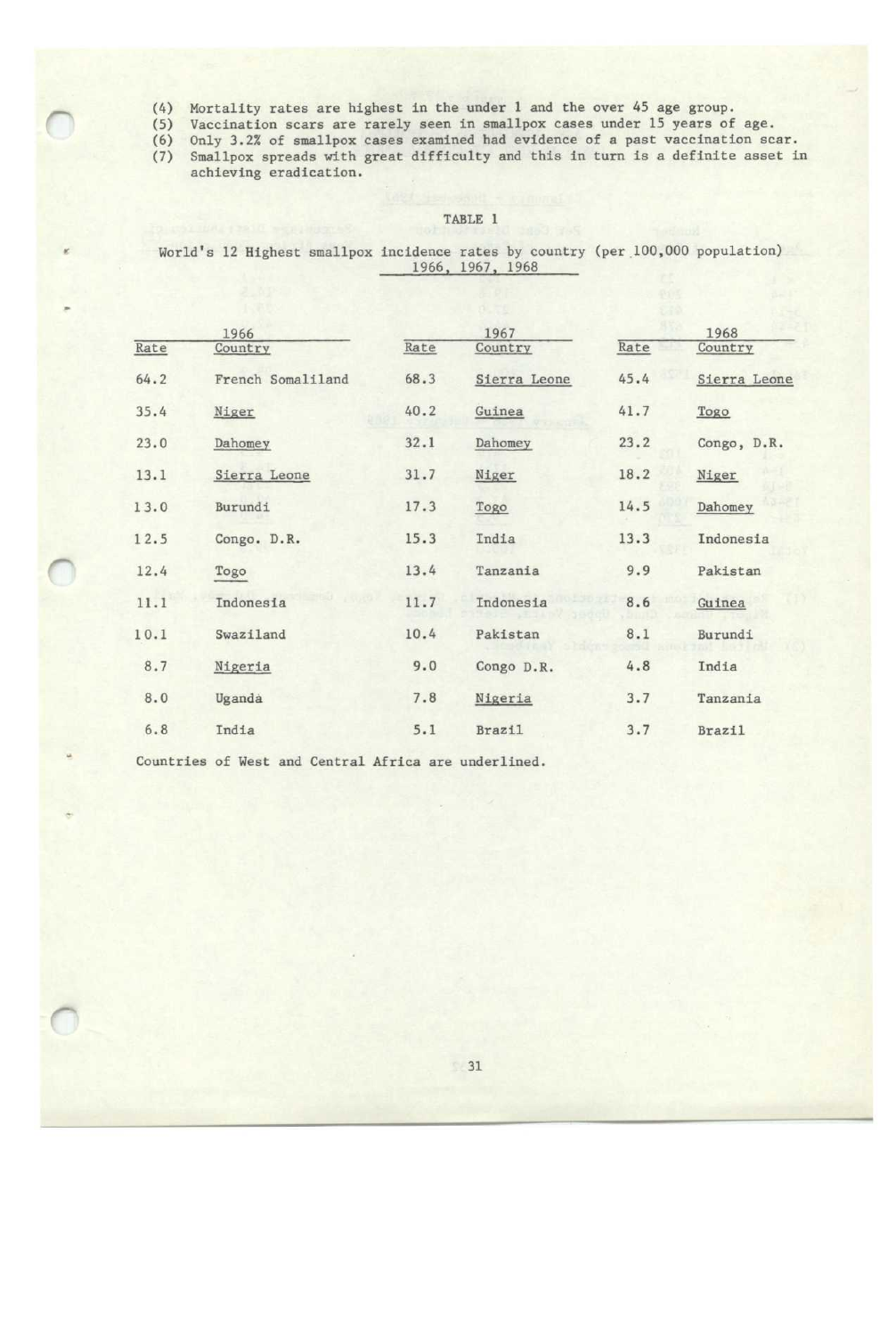(4) Mortality rates are highest in the under 1 and the over 45 age group.
(5) Vaccination scars are rarely seen in smallpox cases under 15 years of age.
(6) Only 3.2% of smallpox cases examined had evidence of a past vaccination scar.
(7) Smallpox spreads with great difficulty and this in turn is a definite asset in achieving eradication.

TABLE 1

World's 12 Highest smallpox incidence rates by country (per 100,000 population) 1966, 1967, 1968

| 1966 | | 1967 | | 1968 | |
|---|---|---|---|---|---|
| Rate | Country | Rate | Country | Rate | Country |
| 64.2 | French Somaliland | 68.3 | Sierra Leone | 45.4 | Sierra Leone |
| 35.4 | Niger | 40.2 | Guinea | 41.7 | Togo |
| 23.0 | Dahomey | 32.1 | Dahomey | 23.2 | Congo, D.R. |
| 13.1 | Sierra Leone | 31.7 | Niger | 18.2 | Niger |
| 13.0 | Burundi | 17.3 | Togo | 14.5 | Dahomey |
| 12.5 | Congo. D.R. | 15.3 | India | 13.3 | Indonesia |
| 12.4 | Togo | 13.4 | Tanzania | 9.9 | Pakistan |
| 11.1 | Indonesia | 11.7 | Indonesia | 8.6 | Guinea |
| 10.1 | Swaziland | 10.4 | Pakistan | 8.1 | Burundi |
| 8.7 | Nigeria | 9.0 | Congo D.R. | 4.8 | India |
| 8.0 | Uganda | 7.8 | Nigeria | 3.7 | Tanzania |
| 6.8 | India | 5.1 | Brazil | 3.7 | Brazil |

Countries of West and Central Africa are underlined.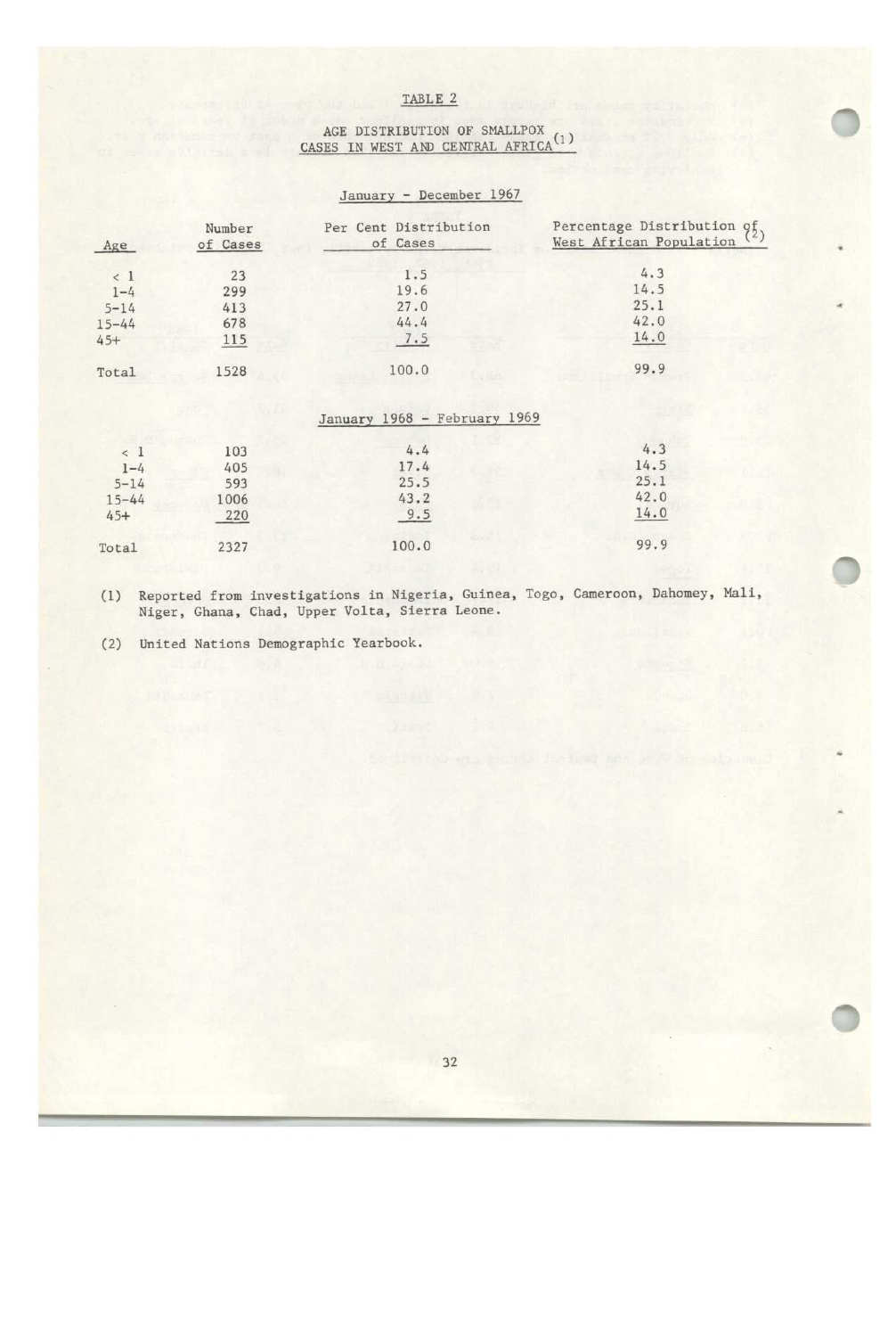## TABLE 2

### AGE DISTRIBUTION OF SMALLPOX CASES IN WEST AND CENTRAL AFRICA [1]

January - December 1967

| Age | Number of Cases | Per Cent Distribution of Cases | Percentage Distribution of West African Population [2] |
|---|---|---|---|
| < 1 | 23 | 1.5 | 4.3 |
| 1-4 | 299 | 19.6 | 14.5 |
| 5-14 | 413 | 27.0 | 25.1 |
| 15-44 | 678 | 44.4 | 42.0 |
| 45+ | 115 | 7.5 | 14.0 |
| Total | 1528 | 100.0 | 99.9 |

January 1968 - February 1969

| Age | Number of Cases | Per Cent Distribution of Cases | Percentage Distribution of West African Population [2] |
|---|---|---|---|
| < 1 | 103 | 4.4 | 4.3 |
| 1-4 | 405 | 17.4 | 14.5 |
| 5-14 | 593 | 25.5 | 25.1 |
| 15-44 | 1006 | 43.2 | 42.0 |
| 45+ | 220 | 9.5 | 14.0 |
| Total | 2327 | 100.0 | 99.9 |

(1) Reported from investigations in Nigeria, Guinea, Togo, Cameroon, Dahomey, Mali, Niger, Ghana, Chad, Upper Volta, Sierra Leone.

(2) United Nations Demographic Yearbook.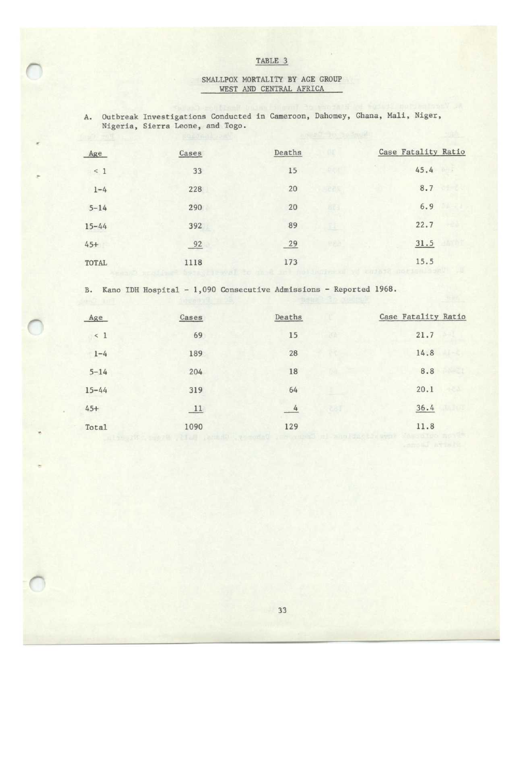TABLE 3

SMALLPOX MORTALITY BY AGE GROUP
WEST AND CENTRAL AFRICA

A. Outbreak Investigations Conducted in Cameroon, Dahomey, Ghana, Mali, Niger, Nigeria, Sierra Leone, and Togo.

| Age | Cases | Deaths | Case Fatality Ratio |
|---|---|---|---|
| < 1 | 33 | 15 | 45.4 |
| 1-4 | 228 | 20 | 8.7 |
| 5-14 | 290 | 20 | 6.9 |
| 15-44 | 392 | 89 | 22.7 |
| 45+ | 92 | 29 | 31.5 |
| TOTAL | 1118 | 173 | 15.5 |

B. Kano IDH Hospital - 1,090 Consecutive Admissions - Reported 1968.

| Age | Cases | Deaths | Case Fatality Ratio |
|---|---|---|---|
| < 1 | 69 | 15 | 21.7 |
| 1-4 | 189 | 28 | 14.8 |
| 5-14 | 204 | 18 | 8.8 |
| 15-44 | 319 | 64 | 20.1 |
| 45+ | 11 | 4 | 36.4 |
| Total | 1090 | 129 | 11.8 |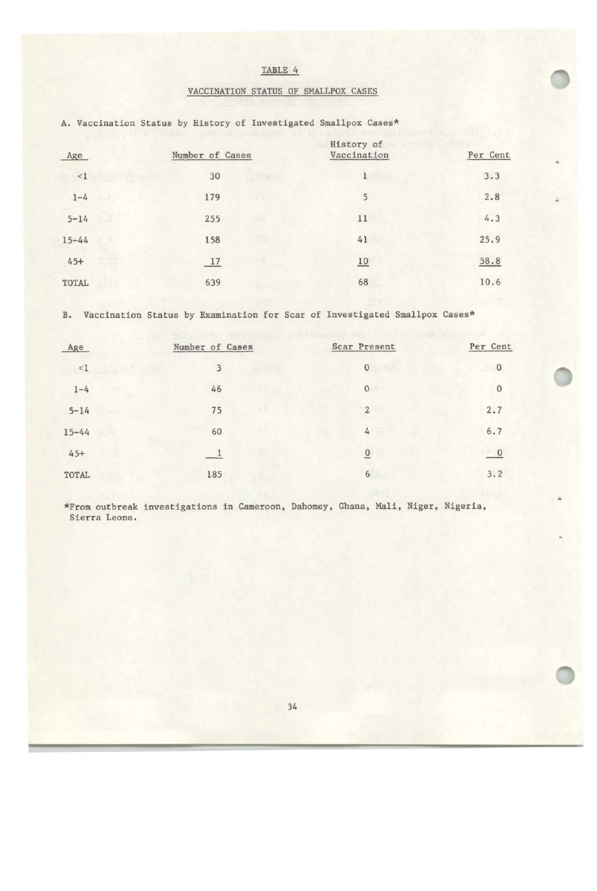# TABLE 4

## VACCINATION STATUS OF SMALLPOX CASES

A. Vaccination Status by History of Investigated Smallpox Cases*

| Age | Number of Cases | History of Vaccination | Per Cent |
|---|---|---|---|
| <1 | 30 | 1 | 3.3 |
| 1-4 | 179 | 5 | 2.8 |
| 5-14 | 255 | 11 | 4.3 |
| 15-44 | 158 | 41 | 25.9 |
| 45+ | 17 | 10 | 58.8 |
| TOTAL | 639 | 68 | 10.6 |

B. Vaccination Status by Examination for Scar of Investigated Smallpox Cases*

| Age | Number of Cases | Scar Present | Per Cent |
|---|---|---|---|
| <1 | 3 | 0 | 0 |
| 1-4 | 46 | 0 | 0 |
| 5-14 | 75 | 2 | 2.7 |
| 15-44 | 60 | 4 | 6.7 |
| 45+ | 1 | 0 | 0 |
| TOTAL | 185 | 6 | 3.2 |

*From outbreak investigations in Cameroon, Dahomey, Ghana, Mali, Niger, Nigeria, Sierra Leone.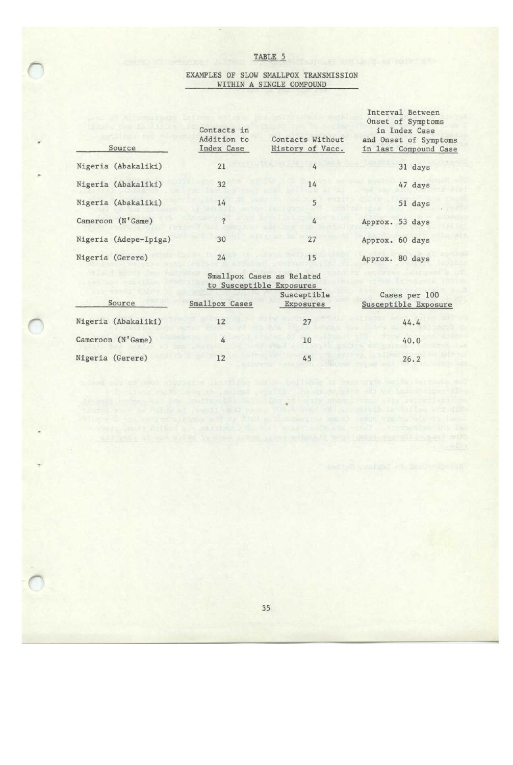## TABLE 5

### EXAMPLES OF SLOW SMALLPOX TRANSMISSION WITHIN A SINGLE COMPOUND

| Source | Contacts in Addition to Index Case | Contacts Without History of Vacc. | Interval Between Onset of Symptoms in Index Case and Onset of Symptoms in last Compound Case |
|---|---|---|---|
| Nigeria (Abakaliki) | 21 | 4 | 31 days |
| Nigeria (Abakaliki) | 32 | 14 | 47 days |
| Nigeria (Abakaliki) | 14 | 5 | 51 days |
| Cameroon (N'Game) | ? | 4 | Approx. 53 days |
| Nigeria (Adepe-Ipiga) | 30 | 27 | Approx. 60 days |
| Nigeria (Gerere) | 24 | 15 | Approx. 80 days |

### Smallpox Cases as Related to Susceptible Exposures

| Source | Smallpox Cases | Susceptible Exposures | Cases per 100 Susceptible Exposure |
|---|---|---|---|
| Nigeria (Abakaliki) | 12 | 27 | 44.4 |
| Cameroon (N'Game) | 4 | 10 | 40.0 |
| Nigeria (Gerere) | 12 | 45 | 26.2 |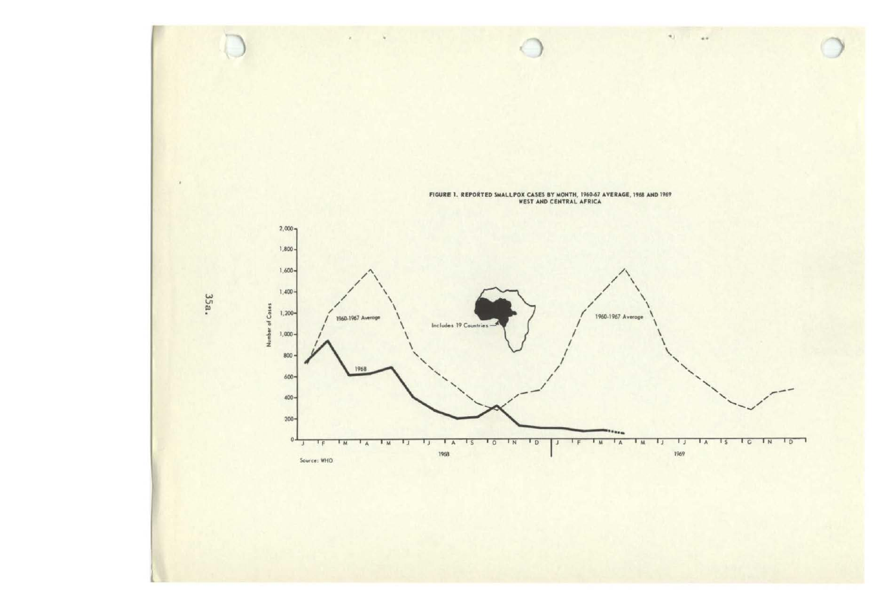FIGURE 1. REPORTED SMALLPOX CASES BY MONTH, 1960-67 AVERAGE, 1968 AND 1969
WEST AND CENTRAL AFRICA

Number of Cases

2,000
1,800
1,600
1,400
1,200
1,000
800
600
400
200
0

1960-1967 Average

1968

Includes 19 Countries

1960-1967 Average

J F M A M J J A S O N D J F M A M J J A S O N D

1968

1969

Source: WHO